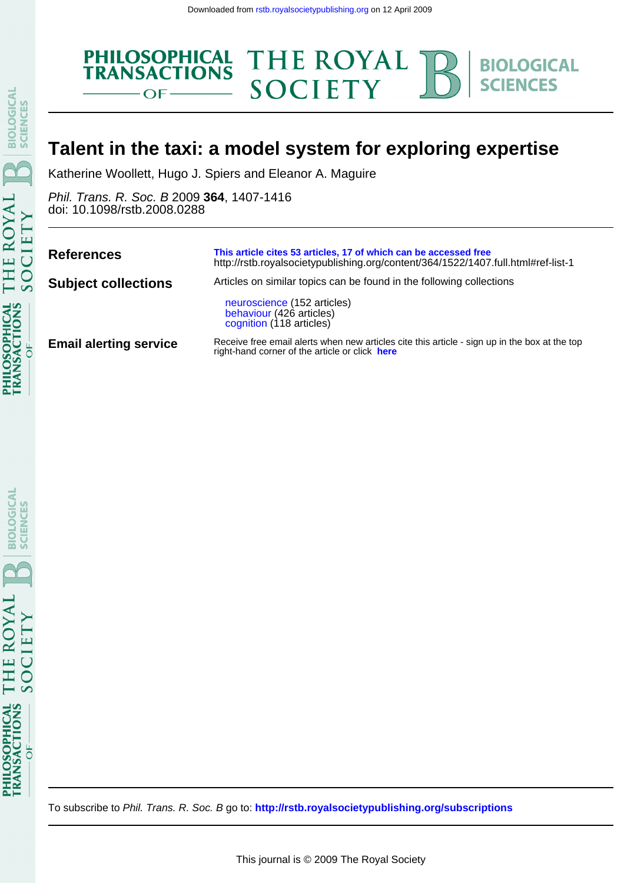Downloaded from rstb.royalsocietypublishing.org on 12 April 2009

# Talent in the taxi: a model system for exploring expertise

Katherine Woollett, Hugo J. Spiers and Eleanor A. Maguire

*Phil. Trans. R. Soc. B* 2009 **364**, 1407-1416
doi: 10.1098/rstb.2008.0288

| | |
|---|---|
| **References** | **This article cites 53 articles, 17 of which can be accessed free** http://rstb.royalsocietypublishing.org/content/364/1522/1407.full.html#ref-list-1 |
| **Subject collections** | Articles on similar topics can be found in the following collections<br>neuroscience (152 articles)<br>behaviour (426 articles)<br>cognition (118 articles) |
| **Email alerting service** | Receive free email alerts when new articles cite this article - sign up in the box at the top right-hand corner of the article or click **here** |

To subscribe to *Phil. Trans. R. Soc. B* go to: **http://rstb.royalsocietypublishing.org/subscriptions**

This journal is © 2009 The Royal Society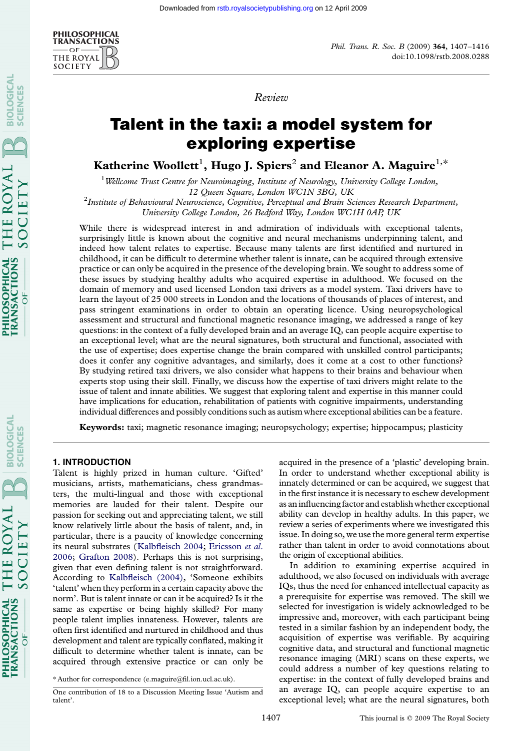Downloaded from rstb.royalsocietypublishing.org on 12 April 2009

## Review

# Talent in the taxi: a model system for exploring expertise

**Katherine Woollett[1], Hugo J. Spiers[2] and Eleanor A. Maguire[1,*]**

[1]*Wellcome Trust Centre for Neuroimaging, Institute of Neurology, University College London, 12 Queen Square, London WC1N 3BG, UK*

[2]*Institute of Behavioural Neuroscience, Cognitive, Perceptual and Brain Sciences Research Department, University College London, 26 Bedford Way, London WC1H 0AP, UK*

While there is widespread interest in and admiration of individuals with exceptional talents, surprisingly little is known about the cognitive and neural mechanisms underpinning talent, and indeed how talent relates to expertise. Because many talents are first identified and nurtured in childhood, it can be difficult to determine whether talent is innate, can be acquired through extensive practice or can only be acquired in the presence of the developing brain. We sought to address some of these issues by studying healthy adults who acquired expertise in adulthood. We focused on the domain of memory and used licensed London taxi drivers as a model system. Taxi drivers have to learn the layout of 25 000 streets in London and the locations of thousands of places of interest, and pass stringent examinations in order to obtain an operating licence. Using neuropsychological assessment and structural and functional magnetic resonance imaging, we addressed a range of key questions: in the context of a fully developed brain and an average IQ, can people acquire expertise to an exceptional level; what are the neural signatures, both structural and functional, associated with the use of expertise; does expertise change the brain compared with unskilled control participants; does it confer any cognitive advantages, and similarly, does it come at a cost to other functions? By studying retired taxi drivers, we also consider what happens to their brains and behaviour when experts stop using their skill. Finally, we discuss how the expertise of taxi drivers might relate to the issue of talent and innate abilities. We suggest that exploring talent and expertise in this manner could have implications for education, rehabilitation of patients with cognitive impairments, understanding individual differences and possibly conditions such as autism where exceptional abilities can be a feature.

**Keywords:** taxi; magnetic resonance imaging; neuropsychology; expertise; hippocampus; plasticity

## 1. INTRODUCTION

Talent is highly prized in human culture. 'Gifted' musicians, artists, mathematicians, chess grandmasters, the multi-lingual and those with exceptional memories are lauded for their talent. Despite our passion for seeking out and appreciating talent, we still know relatively little about the basis of talent, and, in particular, there is a paucity of knowledge concerning its neural substrates (Kalbfleisch 2004; Ericsson *et al.* 2006; Grafton 2008). Perhaps this is not surprising, given that even defining talent is not straightforward. According to Kalbfleisch (2004), 'Someone exhibits 'talent' when they perform in a certain capacity above the norm'. But is talent innate or can it be acquired? Is it the same as expertise or being highly skilled? For many people talent implies innateness. However, talents are often first identified and nurtured in childhood and thus development and talent are typically conflated, making it difficult to determine whether talent is innate, can be acquired through extensive practice or can only be acquired in the presence of a 'plastic' developing brain. In order to understand whether exceptional ability is innately determined or can be acquired, we suggest that in the first instance it is necessary to eschew development as an influencing factor and establish whether exceptional ability can develop in healthy adults. In this paper, we review a series of experiments where we investigated this issue. In doing so, we use the more general term expertise rather than talent in order to avoid connotations about the origin of exceptional abilities.

In addition to examining expertise acquired in adulthood, we also focused on individuals with average IQs, thus the need for enhanced intellectual capacity as a prerequisite for expertise was removed. The skill we selected for investigation is widely acknowledged to be impressive and, moreover, with each participant being tested in a similar fashion by an independent body, the acquisition of expertise was verifiable. By acquiring cognitive data, and structural and functional magnetic resonance imaging (MRI) scans on these experts, we could address a number of key questions relating to expertise: in the context of fully developed brains and an average IQ, can people acquire expertise to an exceptional level; what are the neural signatures, both

* Author for correspondence (e.maguire@fil.ion.ucl.ac.uk).

One contribution of 18 to a Discussion Meeting Issue 'Autism and talent'.

This journal is © 2009 The Royal Society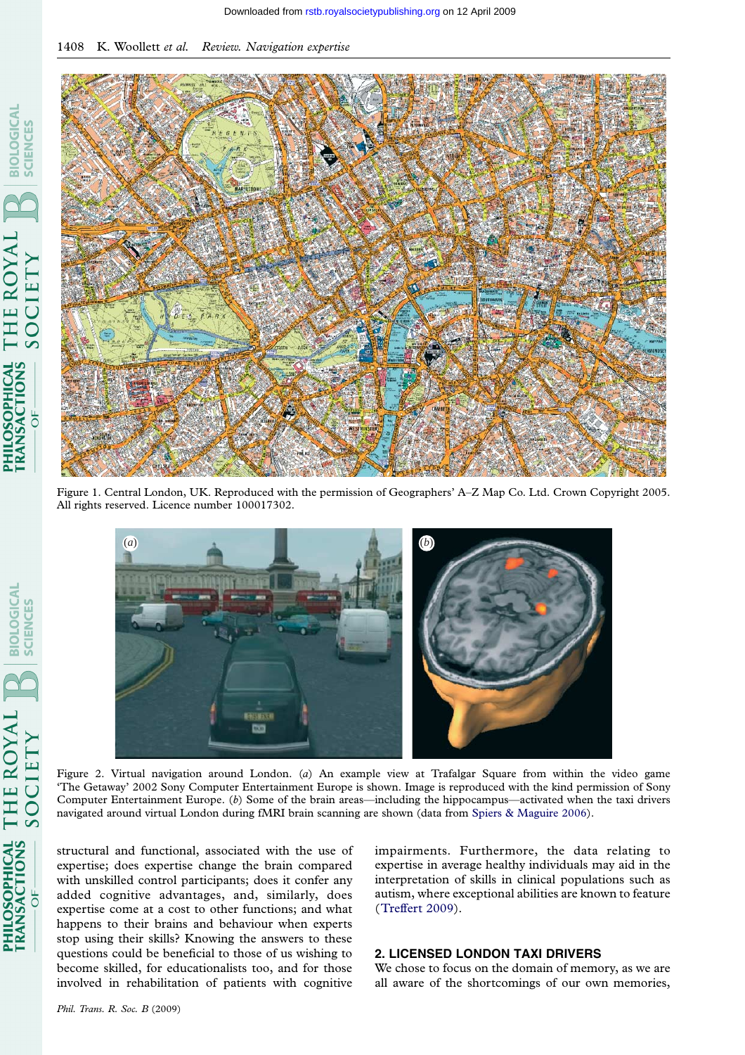Figure 1. Central London, UK. Reproduced with the permission of Geographers' A–Z Map Co. Ltd. Crown Copyright 2005. All rights reserved. Licence number 100017302.

Figure 2. Virtual navigation around London. (*a*) An example view at Trafalgar Square from within the video game 'The Getaway' 2002 Sony Computer Entertainment Europe is shown. Image is reproduced with the kind permission of Sony Computer Entertainment Europe. (*b*) Some of the brain areas—including the hippocampus—activated when the taxi drivers navigated around virtual London during fMRI brain scanning are shown (data from Spiers & Maguire 2006).

structural and functional, associated with the use of expertise; does expertise change the brain compared with unskilled control participants; does it confer any added cognitive advantages, and, similarly, does expertise come at a cost to other functions; and what happens to their brains and behaviour when experts stop using their skills? Knowing the answers to these questions could be beneficial to those of us wishing to become skilled, for educationalists too, and for those involved in rehabilitation of patients with cognitive impairments. Furthermore, the data relating to expertise in average healthy individuals may aid in the interpretation of skills in clinical populations such as autism, where exceptional abilities are known to feature (Treffert 2009).

## 2. LICENSED LONDON TAXI DRIVERS

We chose to focus on the domain of memory, as we are all aware of the shortcomings of our own memories,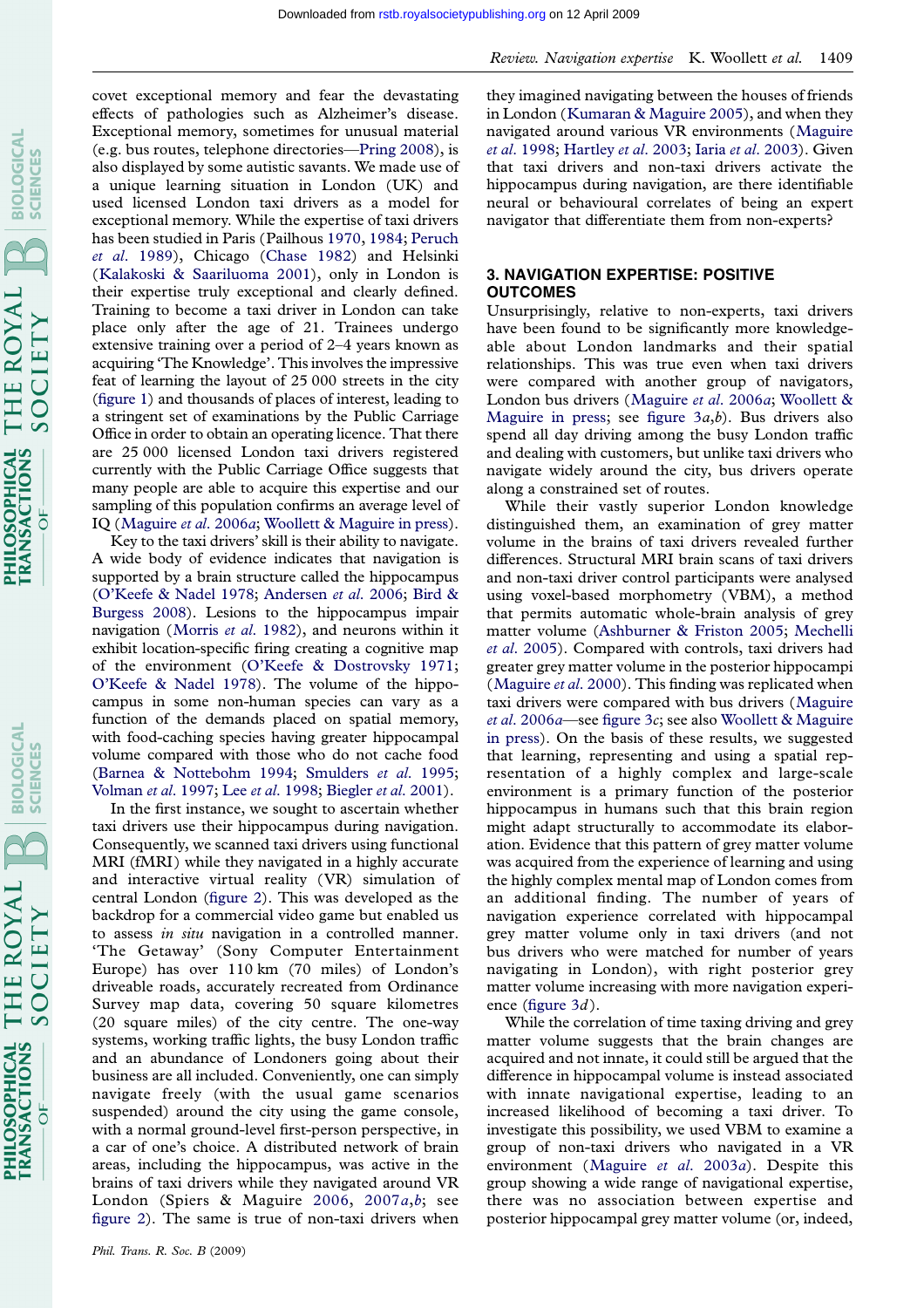covet exceptional memory and fear the devastating effects of pathologies such as Alzheimer's disease. Exceptional memory, sometimes for unusual material (e.g. bus routes, telephone directories—Pring 2008), is also displayed by some autistic savants. We made use of a unique learning situation in London (UK) and used licensed London taxi drivers as a model for exceptional memory. While the expertise of taxi drivers has been studied in Paris (Pailhous 1970, 1984; Peruch *et al.* 1989), Chicago (Chase 1982) and Helsinki (Kalakoski & Saariluoma 2001), only in London is their expertise truly exceptional and clearly defined. Training to become a taxi driver in London can take place only after the age of 21. Trainees undergo extensive training over a period of 2–4 years known as acquiring 'The Knowledge'. This involves the impressive feat of learning the layout of 25 000 streets in the city (figure 1) and thousands of places of interest, leading to a stringent set of examinations by the Public Carriage Office in order to obtain an operating licence. That there are 25 000 licensed London taxi drivers registered currently with the Public Carriage Office suggests that many people are able to acquire this expertise and our sampling of this population confirms an average level of IQ (Maguire *et al.* 2006*a*; Woollett & Maguire in press).

Key to the taxi drivers' skill is their ability to navigate. A wide body of evidence indicates that navigation is supported by a brain structure called the hippocampus (O'Keefe & Nadel 1978; Andersen *et al.* 2006; Bird & Burgess 2008). Lesions to the hippocampus impair navigation (Morris *et al.* 1982), and neurons within it exhibit location-specific firing creating a cognitive map of the environment (O'Keefe & Dostrovsky 1971; O'Keefe & Nadel 1978). The volume of the hippocampus in some non-human species can vary as a function of the demands placed on spatial memory, with food-caching species having greater hippocampal volume compared with those who do not cache food (Barnea & Nottebohm 1994; Smulders *et al.* 1995; Volman *et al.* 1997; Lee *et al.* 1998; Biegler *et al.* 2001).

In the first instance, we sought to ascertain whether taxi drivers use their hippocampus during navigation. Consequently, we scanned taxi drivers using functional MRI (fMRI) while they navigated in a highly accurate and interactive virtual reality (VR) simulation of central London (figure 2). This was developed as the backdrop for a commercial video game but enabled us to assess *in situ* navigation in a controlled manner. 'The Getaway' (Sony Computer Entertainment Europe) has over 110 km (70 miles) of London's driveable roads, accurately recreated from Ordinance Survey map data, covering 50 square kilometres (20 square miles) of the city centre. The one-way systems, working traffic lights, the busy London traffic and an abundance of Londoners going about their business are all included. Conveniently, one can simply navigate freely (with the usual game scenarios suspended) around the city using the game console, with a normal ground-level first-person perspective, in a car of one's choice. A distributed network of brain areas, including the hippocampus, was active in the brains of taxi drivers while they navigated around VR London (Spiers & Maguire 2006, 2007*a*,*b*; see figure 2). The same is true of non-taxi drivers when they imagined navigating between the houses of friends in London (Kumaran & Maguire 2005), and when they navigated around various VR environments (Maguire *et al.* 1998; Hartley *et al.* 2003; Iaria *et al.* 2003). Given that taxi drivers and non-taxi drivers activate the hippocampus during navigation, are there identifiable neural or behavioural correlates of being an expert navigator that differentiate them from non-experts?

## 3. NAVIGATION EXPERTISE: POSITIVE OUTCOMES

Unsurprisingly, relative to non-experts, taxi drivers have been found to be significantly more knowledgeable about London landmarks and their spatial relationships. This was true even when taxi drivers were compared with another group of navigators, London bus drivers (Maguire *et al.* 2006*a*; Woollett & Maguire in press; see figure 3*a*,*b*). Bus drivers also spend all day driving among the busy London traffic and dealing with customers, but unlike taxi drivers who navigate widely around the city, bus drivers operate along a constrained set of routes.

While their vastly superior London knowledge distinguished them, an examination of grey matter volume in the brains of taxi drivers revealed further differences. Structural MRI brain scans of taxi drivers and non-taxi driver control participants were analysed using voxel-based morphometry (VBM), a method that permits automatic whole-brain analysis of grey matter volume (Ashburner & Friston 2005; Mechelli *et al.* 2005). Compared with controls, taxi drivers had greater grey matter volume in the posterior hippocampi (Maguire *et al.* 2000). This finding was replicated when taxi drivers were compared with bus drivers (Maguire *et al.* 2006*a*—see figure 3*c*; see also Woollett & Maguire in press). On the basis of these results, we suggested that learning, representing and using a spatial representation of a highly complex and large-scale environment is a primary function of the posterior hippocampus in humans such that this brain region might adapt structurally to accommodate its elaboration. Evidence that this pattern of grey matter volume was acquired from the experience of learning and using the highly complex mental map of London comes from an additional finding. The number of years of navigation experience correlated with hippocampal grey matter volume only in taxi drivers (and not bus drivers who were matched for number of years navigating in London), with right posterior grey matter volume increasing with more navigation experience (figure 3*d*).

While the correlation of time taxing driving and grey matter volume suggests that the brain changes are acquired and not innate, it could still be argued that the difference in hippocampal volume is instead associated with innate navigational expertise, leading to an increased likelihood of becoming a taxi driver. To investigate this possibility, we used VBM to examine a group of non-taxi drivers who navigated in a VR environment (Maguire *et al.* 2003*a*). Despite this group showing a wide range of navigational expertise, there was no association between expertise and posterior hippocampal grey matter volume (or, indeed,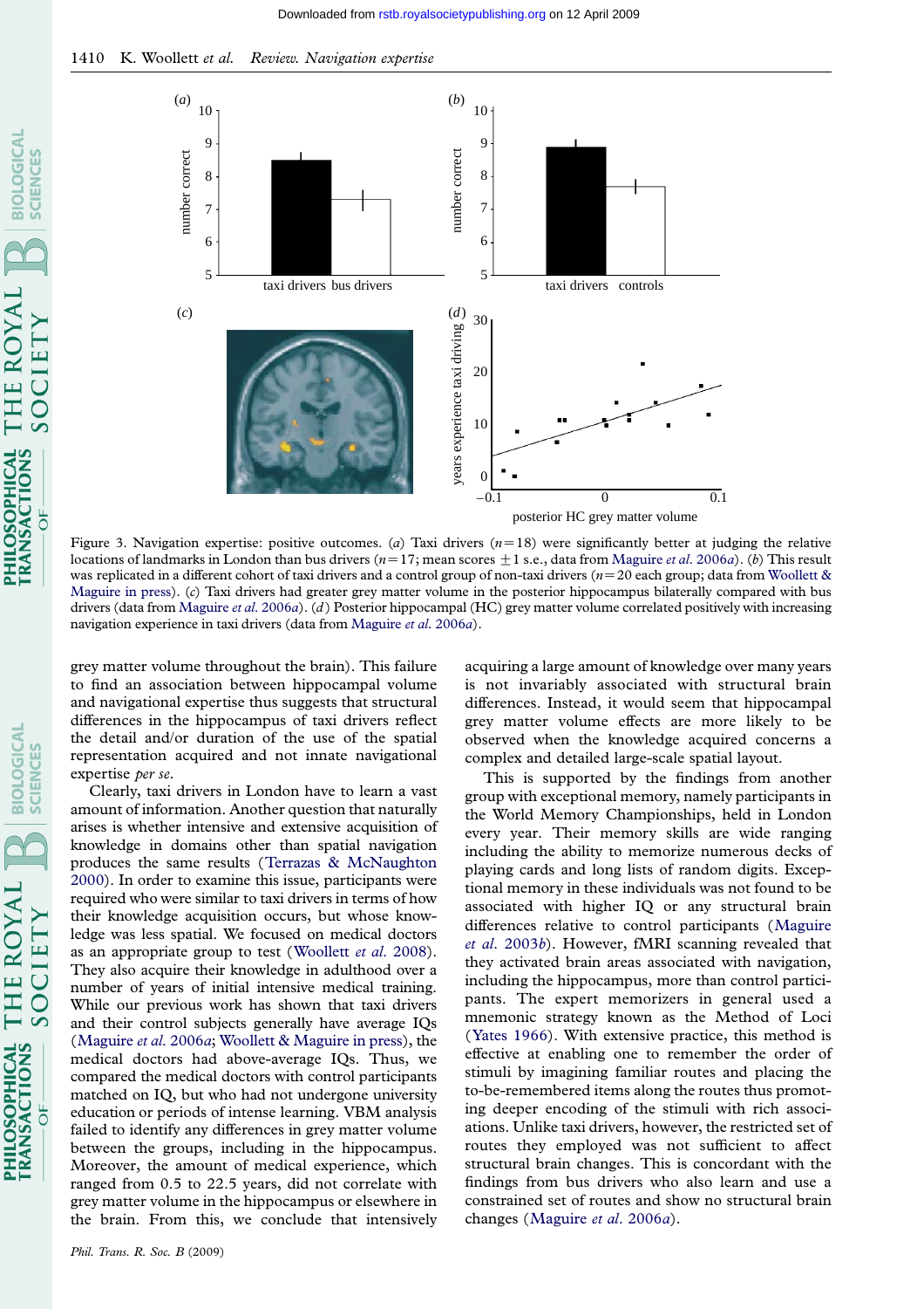Figure 3. Navigation expertise: positive outcomes. (*a*) Taxi drivers ($n=18$) were significantly better at judging the relative locations of landmarks in London than bus drivers ($n=17$; mean scores $\pm 1$ s.e., data from Maguire *et al.* 2006*a*). (*b*) This result was replicated in a different cohort of taxi drivers and a control group of non-taxi drivers ($n=20$ each group; data from Woollett & Maguire in press). (*c*) Taxi drivers had greater grey matter volume in the posterior hippocampus bilaterally compared with bus drivers (data from Maguire *et al.* 2006*a*). (*d*) Posterior hippocampal (HC) grey matter volume correlated positively with increasing navigation experience in taxi drivers (data from Maguire *et al.* 2006*a*).

grey matter volume throughout the brain). This failure to find an association between hippocampal volume and navigational expertise thus suggests that structural differences in the hippocampus of taxi drivers reflect the detail and/or duration of the use of the spatial representation acquired and not innate navigational expertise *per se*.

Clearly, taxi drivers in London have to learn a vast amount of information. Another question that naturally arises is whether intensive and extensive acquisition of knowledge in domains other than spatial navigation produces the same results (Terrazas & McNaughton 2000). In order to examine this issue, participants were required who were similar to taxi drivers in terms of how their knowledge acquisition occurs, but whose knowledge was less spatial. We focused on medical doctors as an appropriate group to test (Woollett *et al.* 2008). They also acquire their knowledge in adulthood over a number of years of initial intensive medical training. While our previous work has shown that taxi drivers and their control subjects generally have average IQs (Maguire *et al.* 2006*a*; Woollett & Maguire in press), the medical doctors had above-average IQs. Thus, we compared the medical doctors with control participants matched on IQ, but who had not undergone university education or periods of intense learning. VBM analysis failed to identify any differences in grey matter volume between the groups, including in the hippocampus. Moreover, the amount of medical experience, which ranged from 0.5 to 22.5 years, did not correlate with grey matter volume in the hippocampus or elsewhere in the brain. From this, we conclude that intensively acquiring a large amount of knowledge over many years is not invariably associated with structural brain differences. Instead, it would seem that hippocampal grey matter volume effects are more likely to be observed when the knowledge acquired concerns a complex and detailed large-scale spatial layout.

This is supported by the findings from another group with exceptional memory, namely participants in the World Memory Championships, held in London every year. Their memory skills are wide ranging including the ability to memorize numerous decks of playing cards and long lists of random digits. Exceptional memory in these individuals was not found to be associated with higher IQ or any structural brain differences relative to control participants (Maguire *et al.* 2003*b*). However, fMRI scanning revealed that they activated brain areas associated with navigation, including the hippocampus, more than control participants. The expert memorizers in general used a mnemonic strategy known as the Method of Loci (Yates 1966). With extensive practice, this method is effective at enabling one to remember the order of stimuli by imagining familiar routes and placing the to-be-remembered items along the routes thus promoting deeper encoding of the stimuli with rich associations. Unlike taxi drivers, however, the restricted set of routes they employed was not sufficient to affect structural brain changes. This is concordant with the findings from bus drivers who also learn and use a constrained set of routes and show no structural brain changes (Maguire *et al.* 2006*a*).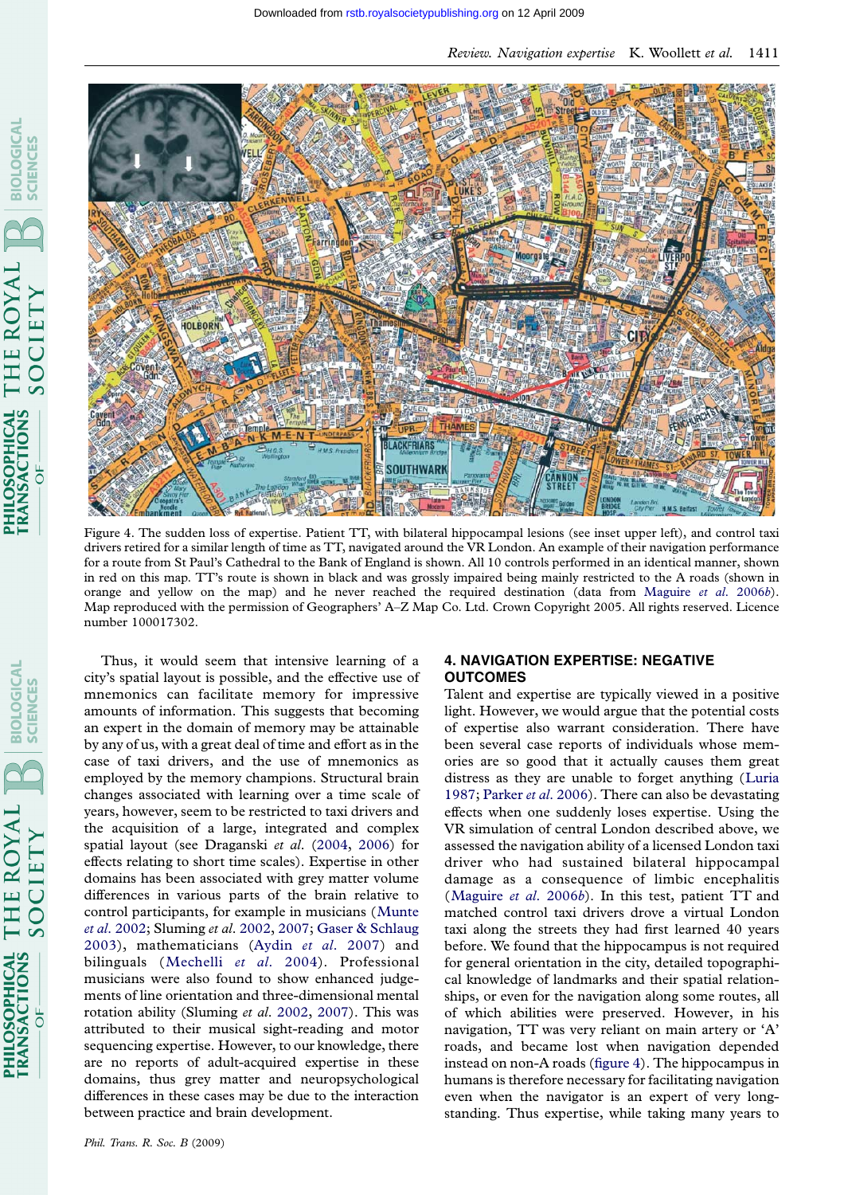Figure 4. The sudden loss of expertise. Patient TT, with bilateral hippocampal lesions (see inset upper left), and control taxi drivers retired for a similar length of time as TT, navigated around the VR London. An example of their navigation performance for a route from St Paul's Cathedral to the Bank of England is shown. All 10 controls performed in an identical manner, shown in red on this map. TT's route is shown in black and was grossly impaired being mainly restricted to the A roads (shown in orange and yellow on the map) and he never reached the required destination (data from Maguire *et al.* 2006*b*). Map reproduced with the permission of Geographers' A–Z Map Co. Ltd. Crown Copyright 2005. All rights reserved. Licence number 100017302.

Thus, it would seem that intensive learning of a city's spatial layout is possible, and the effective use of mnemonics can facilitate memory for impressive amounts of information. This suggests that becoming an expert in the domain of memory may be attainable by any of us, with a great deal of time and effort as in the case of taxi drivers, and the use of mnemonics as employed by the memory champions. Structural brain changes associated with learning over a time scale of years, however, seem to be restricted to taxi drivers and the acquisition of a large, integrated and complex spatial layout (see Draganski *et al.* (2004, 2006) for effects relating to short time scales). Expertise in other domains has been associated with grey matter volume differences in various parts of the brain relative to control participants, for example in musicians (Munte *et al.* 2002; Sluming *et al.* 2002, 2007; Gaser & Schlaug 2003), mathematicians (Aydin *et al.* 2007) and bilinguals (Mechelli *et al.* 2004). Professional musicians were also found to show enhanced judgements of line orientation and three-dimensional mental rotation ability (Sluming *et al.* 2002, 2007). This was attributed to their musical sight-reading and motor sequencing expertise. However, to our knowledge, there are no reports of adult-acquired expertise in these domains, thus grey matter and neuropsychological differences in these cases may be due to the interaction between practice and brain development.

## 4. NAVIGATION EXPERTISE: NEGATIVE OUTCOMES

Talent and expertise are typically viewed in a positive light. However, we would argue that the potential costs of expertise also warrant consideration. There have been several case reports of individuals whose memories are so good that it actually causes them great distress as they are unable to forget anything (Luria 1987; Parker *et al.* 2006). There can also be devastating effects when one suddenly loses expertise. Using the VR simulation of central London described above, we assessed the navigation ability of a licensed London taxi driver who had sustained bilateral hippocampal damage as a consequence of limbic encephalitis (Maguire *et al.* 2006*b*). In this test, patient TT and matched control taxi drivers drove a virtual London taxi along the streets they had first learned 40 years before. We found that the hippocampus is not required for general orientation in the city, detailed topographical knowledge of landmarks and their spatial relationships, or even for the navigation along some routes, all of which abilities were preserved. However, in his navigation, TT was very reliant on main artery or 'A' roads, and became lost when navigation depended instead on non-A roads (figure 4). The hippocampus in humans is therefore necessary for facilitating navigation even when the navigator is an expert of very long-standing. Thus expertise, while taking many years to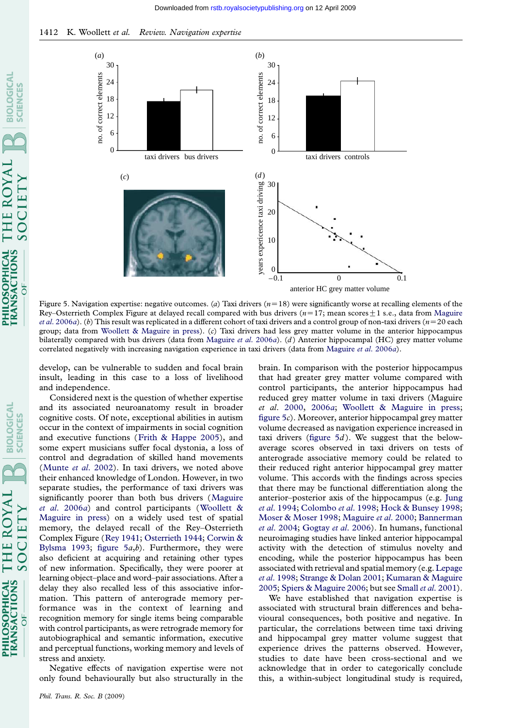Figure 5. Navigation expertise: negative outcomes. (*a*) Taxi drivers ($n=18$) were significantly worse at recalling elements of the Rey–Osterrieth Complex Figure at delayed recall compared with bus drivers ($n=17$; mean scores$\pm$1 s.e., data from Maguire *et al.* 2006*a*). (*b*) This result was replicated in a different cohort of taxi drivers and a control group of non-taxi drivers ($n=20$ each group; data from Woollett & Maguire in press). (*c*) Taxi drivers had less grey matter volume in the anterior hippocampus bilaterally compared with bus drivers (data from Maguire *et al.* 2006*a*). (*d*) Anterior hippocampal (HC) grey matter volume correlated negatively with increasing navigation experience in taxi drivers (data from Maguire *et al.* 2006*a*).

develop, can be vulnerable to sudden and focal brain insult, leading in this case to a loss of livelihood and independence.

Considered next is the question of whether expertise and its associated neuroanatomy result in broader cognitive costs. Of note, exceptional abilities in autism occur in the context of impairments in social cognition and executive functions (Frith & Happe 2005), and some expert musicians suffer focal dystonia, a loss of control and degradation of skilled hand movements (Munte *et al.* 2002). In taxi drivers, we noted above their enhanced knowledge of London. However, in two separate studies, the performance of taxi drivers was significantly poorer than both bus drivers (Maguire *et al.* 2006*a*) and control participants (Woollett & Maguire in press) on a widely used test of spatial memory, the delayed recall of the Rey–Osterrieth Complex Figure (Rey 1941; Osterrieth 1944; Corwin & Bylsma 1993; figure 5*a*,*b*). Furthermore, they were also deficient at acquiring and retaining other types of new information. Specifically, they were poorer at learning object–place and word–pair associations. After a delay they also recalled less of this associative information. This pattern of anterograde memory performance was in the context of learning and recognition memory for single items being comparable with control participants, as were retrograde memory for autobiographical and semantic information, executive and perceptual functions, working memory and levels of stress and anxiety.

Negative effects of navigation expertise were not only found behaviourally but also structurally in the brain. In comparison with the posterior hippocampus that had greater grey matter volume compared with control participants, the anterior hippocampus had reduced grey matter volume in taxi drivers (Maguire *et al.* 2000, 2006*a*; Woollett & Maguire in press; figure 5*c*). Moreover, anterior hippocampal grey matter volume decreased as navigation experience increased in taxi drivers (figure 5*d*). We suggest that the below-average scores observed in taxi drivers on tests of anterograde associative memory could be related to their reduced right anterior hippocampal grey matter volume. This accords with the findings across species that there may be functional differentiation along the anterior–posterior axis of the hippocampus (e.g. Jung *et al.* 1994; Colombo *et al.* 1998; Hock & Bunsey 1998; Moser & Moser 1998; Maguire *et al.* 2000; Bannerman *et al.* 2004; Gogtay *et al.* 2006). In humans, functional neuroimaging studies have linked anterior hippocampal activity with the detection of stimulus novelty and encoding, while the posterior hippocampus has been associated with retrieval and spatial memory (e.g. Lepage *et al.* 1998; Strange & Dolan 2001; Kumaran & Maguire 2005; Spiers & Maguire 2006; but see Small *et al.* 2001).

We have established that navigation expertise is associated with structural brain differences and behavioural consequences, both positive and negative. In particular, the correlations between time taxi driving and hippocampal grey matter volume suggest that experience drives the patterns observed. However, studies to date have been cross-sectional and we acknowledge that in order to categorically conclude this, a within-subject longitudinal study is required,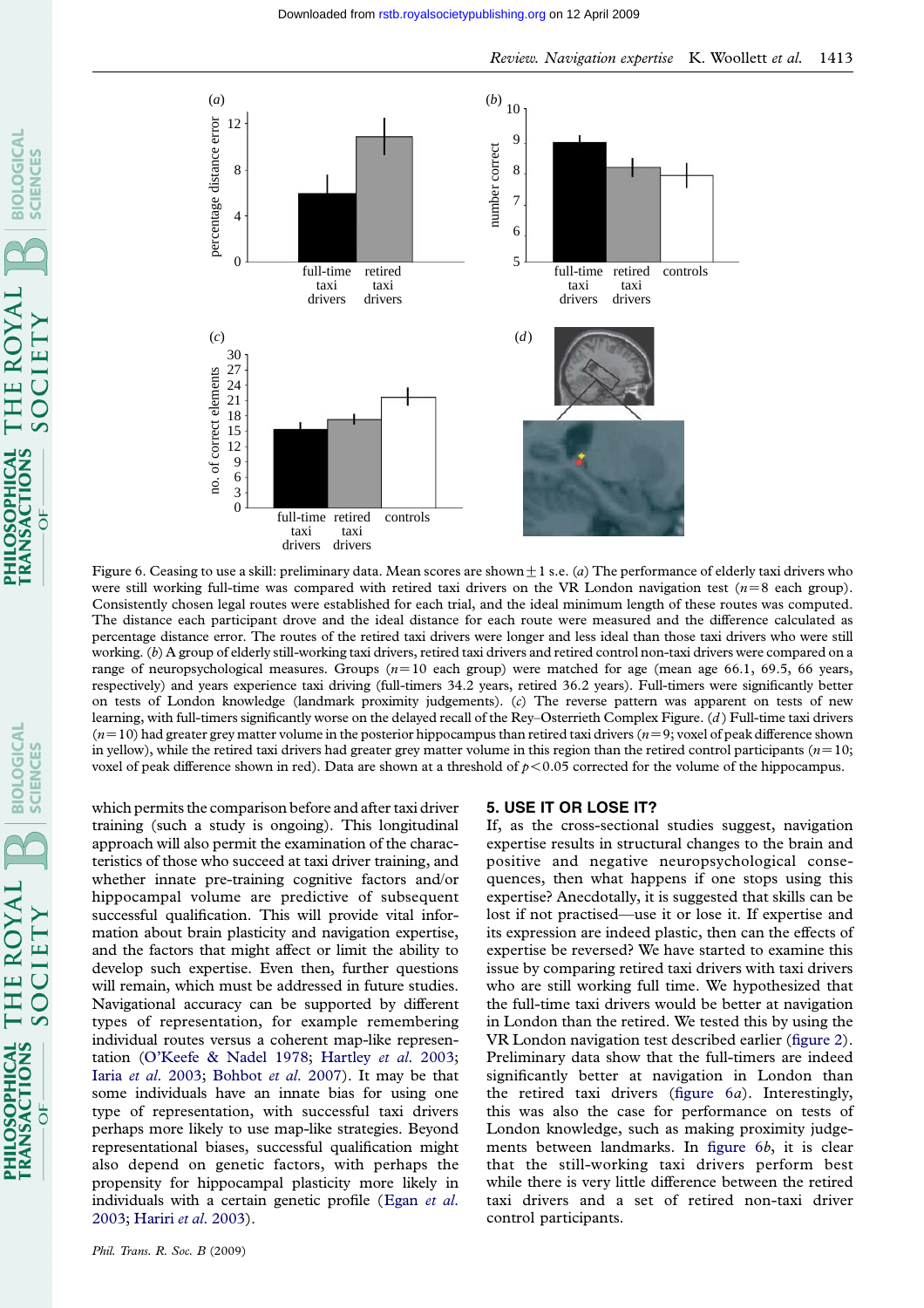(a)

12

8

4

0

percentage distance error

full-time taxi drivers

retired taxi drivers

(b)

10

9

8

7

6

5

number correct

full-time taxi drivers

retired taxi drivers

controls

(c)

30

27

24

21

18

15

12

9

6

3

0

no. of correct elements

full-time taxi drivers

retired taxi drivers

controls

(d)

Figure 6. Ceasing to use a skill: preliminary data. Mean scores are shown ±1 s.e. (*a*) The performance of elderly taxi drivers who were still working full-time was compared with retired taxi drivers on the VR London navigation test ($n=8$ each group). Consistently chosen legal routes were established for each trial, and the ideal minimum length of these routes was computed. The distance each participant drove and the ideal distance for each route were measured and the difference calculated as percentage distance error. The routes of the retired taxi drivers were longer and less ideal than those taxi drivers who were still working. (*b*) A group of elderly still-working taxi drivers, retired taxi drivers and retired control non-taxi drivers were compared on a range of neuropsychological measures. Groups ($n=10$ each group) were matched for age (mean age 66.1, 69.5, 66 years, respectively) and years experience taxi driving (full-timers 34.2 years, retired 36.2 years). Full-timers were significantly better on tests of London knowledge (landmark proximity judgements). (*c*) The reverse pattern was apparent on tests of new learning, with full-timers significantly worse on the delayed recall of the Rey–Osterrieth Complex Figure. (*d*) Full-time taxi drivers ($n=10$) had greater grey matter volume in the posterior hippocampus than retired taxi drivers ($n=9$; voxel of peak difference shown in yellow), while the retired taxi drivers had greater grey matter volume in this region than the retired control participants ($n=10$; voxel of peak difference shown in red). Data are shown at a threshold of $p<0.05$ corrected for the volume of the hippocampus.

which permits the comparison before and after taxi driver training (such a study is ongoing). This longitudinal approach will also permit the examination of the characteristics of those who succeed at taxi driver training, and whether innate pre-training cognitive factors and/or hippocampal volume are predictive of subsequent successful qualification. This will provide vital information about brain plasticity and navigation expertise, and the factors that might affect or limit the ability to develop such expertise. Even then, further questions will remain, which must be addressed in future studies. Navigational accuracy can be supported by different types of representation, for example remembering individual routes versus a coherent map-like representation (O'Keefe & Nadel 1978; Hartley *et al.* 2003; Iaria *et al.* 2003; Bohbot *et al.* 2007). It may be that some individuals have an innate bias for using one type of representation, with successful taxi drivers perhaps more likely to use map-like strategies. Beyond representational biases, successful qualification might also depend on genetic factors, with perhaps the propensity for hippocampal plasticity more likely in individuals with a certain genetic profile (Egan *et al.* 2003; Hariri *et al.* 2003).

## 5. USE IT OR LOSE IT?

If, as the cross-sectional studies suggest, navigation expertise results in structural changes to the brain and positive and negative neuropsychological consequences, then what happens if one stops using this expertise? Anecdotally, it is suggested that skills can be lost if not practised—use it or lose it. If expertise and its expression are indeed plastic, then can the effects of expertise be reversed? We have started to examine this issue by comparing retired taxi drivers with taxi drivers who are still working full time. We hypothesized that the full-time taxi drivers would be better at navigation in London than the retired. We tested this by using the VR London navigation test described earlier (figure 2). Preliminary data show that the full-timers are indeed significantly better at navigation in London than the retired taxi drivers (figure 6*a*). Interestingly, this was also the case for performance on tests of London knowledge, such as making proximity judgements between landmarks. In figure 6*b*, it is clear that the still-working taxi drivers perform best while there is very little difference between the retired taxi drivers and a set of retired non-taxi driver control participants.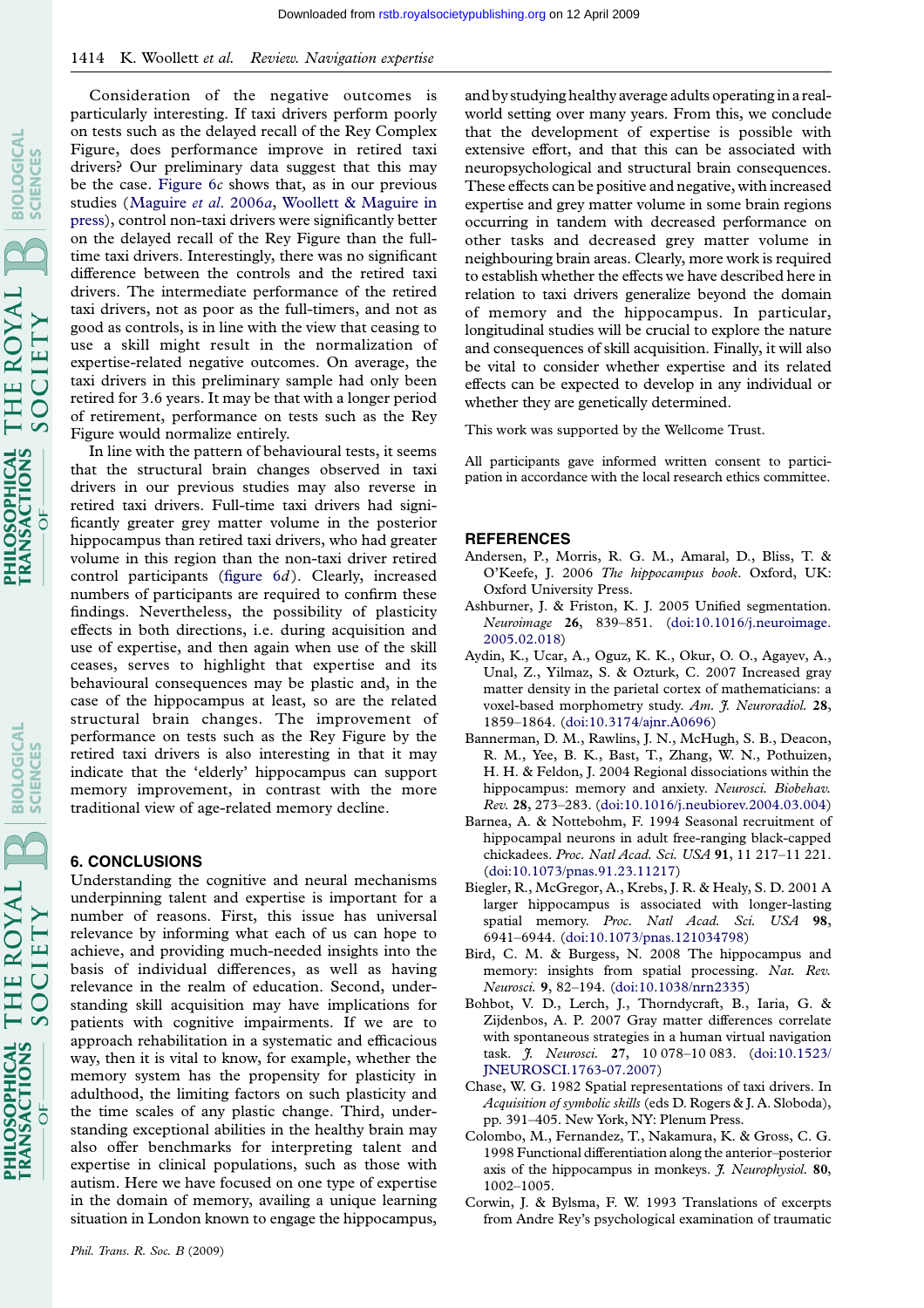Consideration of the negative outcomes is particularly interesting. If taxi drivers perform poorly on tests such as the delayed recall of the Rey Complex Figure, does performance improve in retired taxi drivers? Our preliminary data suggest that this may be the case. Figure 6*c* shows that, as in our previous studies (Maguire *et al.* 2006*a*, Woollett & Maguire in press), control non-taxi drivers were significantly better on the delayed recall of the Rey Figure than the full-time taxi drivers. Interestingly, there was no significant difference between the controls and the retired taxi drivers. The intermediate performance of the retired taxi drivers, not as poor as the full-timers, and not as good as controls, is in line with the view that ceasing to use a skill might result in the normalization of expertise-related negative outcomes. On average, the taxi drivers in this preliminary sample had only been retired for 3.6 years. It may be that with a longer period of retirement, performance on tests such as the Rey Figure would normalize entirely.

In line with the pattern of behavioural tests, it seems that the structural brain changes observed in taxi drivers in our previous studies may also reverse in retired taxi drivers. Full-time taxi drivers had significantly greater grey matter volume in the posterior hippocampus than retired taxi drivers, who had greater volume in this region than the non-taxi driver retired control participants (figure 6*d*). Clearly, increased numbers of participants are required to confirm these findings. Nevertheless, the possibility of plasticity effects in both directions, i.e. during acquisition and use of expertise, and then again when use of the skill ceases, serves to highlight that expertise and its behavioural consequences may be plastic and, in the case of the hippocampus at least, so are the related structural brain changes. The improvement of performance on tests such as the Rey Figure by the retired taxi drivers is also interesting in that it may indicate that the 'elderly' hippocampus can support memory improvement, in contrast with the more traditional view of age-related memory decline.

## 6. CONCLUSIONS

Understanding the cognitive and neural mechanisms underpinning talent and expertise is important for a number of reasons. First, this issue has universal relevance by informing what each of us can hope to achieve, and providing much-needed insights into the basis of individual differences, as well as having relevance in the realm of education. Second, understanding skill acquisition may have implications for patients with cognitive impairments. If we are to approach rehabilitation in a systematic and efficacious way, then it is vital to know, for example, whether the memory system has the propensity for plasticity in adulthood, the limiting factors on such plasticity and the time scales of any plastic change. Third, understanding exceptional abilities in the healthy brain may also offer benchmarks for interpreting talent and expertise in clinical populations, such as those with autism. Here we have focused on one type of expertise in the domain of memory, availing a unique learning situation in London known to engage the hippocampus, and by studying healthy average adults operating in a real-world setting over many years. From this, we conclude that the development of expertise is possible with extensive effort, and that this can be associated with neuropsychological and structural brain consequences. These effects can be positive and negative, with increased expertise and grey matter volume in some brain regions occurring in tandem with decreased performance on other tasks and decreased grey matter volume in neighbouring brain areas. Clearly, more work is required to establish whether the effects we have described here in relation to taxi drivers generalize beyond the domain of memory and the hippocampus. In particular, longitudinal studies will be crucial to explore the nature and consequences of skill acquisition. Finally, it will also be vital to consider whether expertise and its related effects can be expected to develop in any individual or whether they are genetically determined.

This work was supported by the Wellcome Trust.

All participants gave informed written consent to participation in accordance with the local research ethics committee.

## REFERENCES

Andersen, P., Morris, R. G. M., Amaral, D., Bliss, T. & O'Keefe, J. 2006 *The hippocampus book*. Oxford, UK: Oxford University Press.

Ashburner, J. & Friston, K. J. 2005 Unified segmentation. *Neuroimage* **26**, 839–851. (doi:10.1016/j.neuroimage.2005.02.018)

Aydin, K., Ucar, A., Oguz, K. K., Okur, O. O., Agayev, A., Unal, Z., Yilmaz, S. & Ozturk, C. 2007 Increased gray matter density in the parietal cortex of mathematicians: a voxel-based morphometry study. *Am. J. Neuroradiol.* **28**, 1859–1864. (doi:10.3174/ajnr.A0696)

Bannerman, D. M., Rawlins, J. N., McHugh, S. B., Deacon, R. M., Yee, B. K., Bast, T., Zhang, W. N., Pothuizen, H. H. & Feldon, J. 2004 Regional dissociations within the hippocampus: memory and anxiety. *Neurosci. Biobehav. Rev.* **28**, 273–283. (doi:10.1016/j.neubiorev.2004.03.004)

Barnea, A. & Nottebohm, F. 1994 Seasonal recruitment of hippocampal neurons in adult free-ranging black-capped chickadees. *Proc. Natl Acad. Sci. USA* **91**, 11 217–11 221. (doi:10.1073/pnas.91.23.11217)

Biegler, R., McGregor, A., Krebs, J. R. & Healy, S. D. 2001 A larger hippocampus is associated with longer-lasting spatial memory. *Proc. Natl Acad. Sci. USA* **98**, 6941–6944. (doi:10.1073/pnas.121034798)

Bird, C. M. & Burgess, N. 2008 The hippocampus and memory: insights from spatial processing. *Nat. Rev. Neurosci.* **9**, 82–194. (doi:10.1038/nrn2335)

Bohbot, V. D., Lerch, J., Thorndycraft, B., Iaria, G. & Zijdenbos, A. P. 2007 Gray matter differences correlate with spontaneous strategies in a human virtual navigation task. *J. Neurosci.* **27**, 10 078–10 083. (doi:10.1523/JNEUROSCI.1763-07.2007)

Chase, W. G. 1982 Spatial representations of taxi drivers. In *Acquisition of symbolic skills* (eds D. Rogers & J. A. Sloboda), pp. 391–405. New York, NY: Plenum Press.

Colombo, M., Fernandez, T., Nakamura, K. & Gross, C. G. 1998 Functional differentiation along the anterior–posterior axis of the hippocampus in monkeys. *J. Neurophysiol.* **80**, 1002–1005.

Corwin, J. & Bylsma, F. W. 1993 Translations of excerpts from Andre Rey's psychological examination of traumatic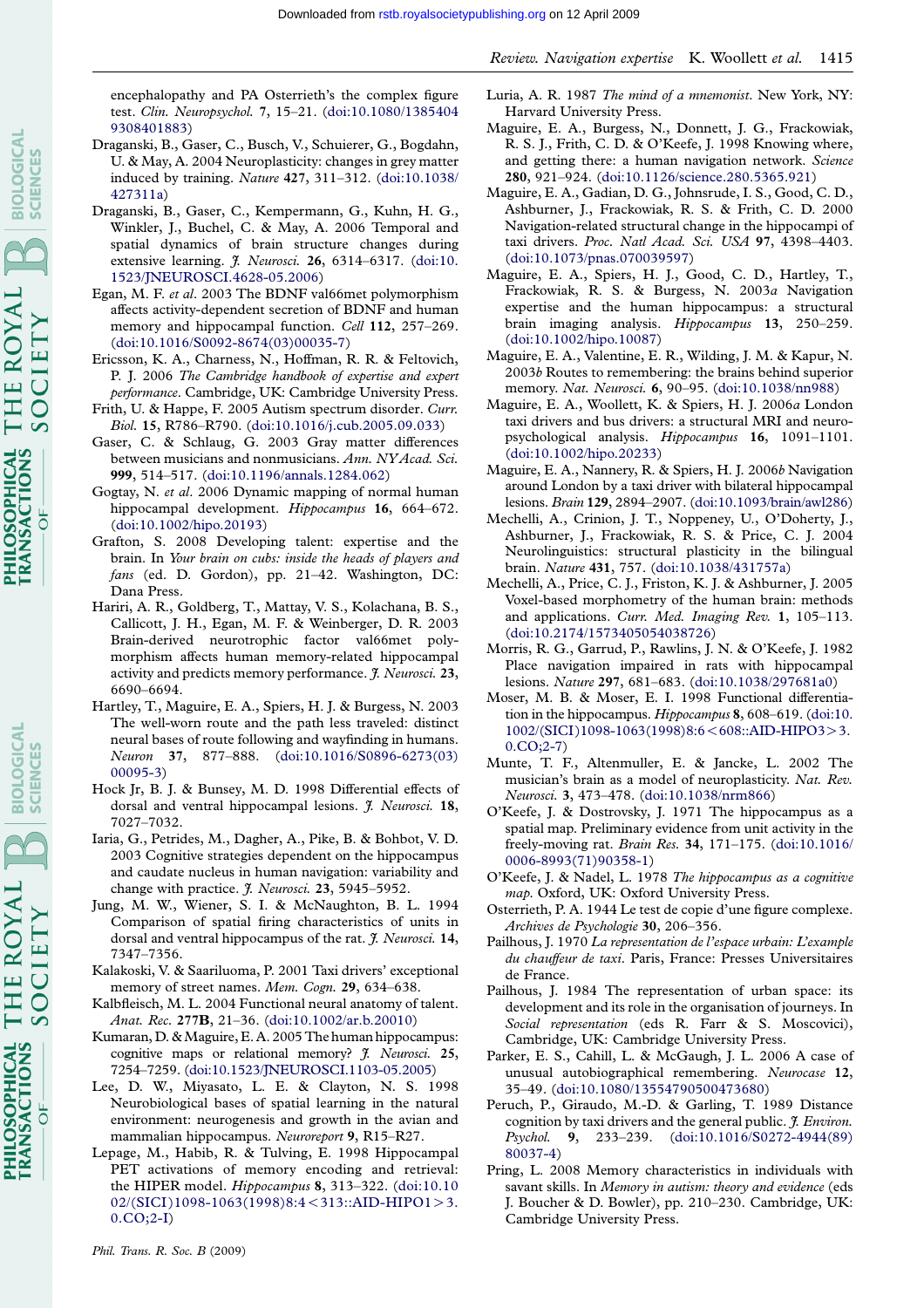encephalopathy and PA Osterrieth's the complex figure test. *Clin. Neuropsychol.* **7**, 15–21. (doi:10.1080/13854049308401883)

Draganski, B., Gaser, C., Busch, V., Schuierer, G., Bogdahn, U. & May, A. 2004 Neuroplasticity: changes in grey matter induced by training. *Nature* **427**, 311–312. (doi:10.1038/427311a)

Draganski, B., Gaser, C., Kempermann, G., Kuhn, H. G., Winkler, J., Buchel, C. & May, A. 2006 Temporal and spatial dynamics of brain structure changes during extensive learning. *J. Neurosci.* **26**, 6314–6317. (doi:10.1523/JNEUROSCI.4628-05.2006)

Egan, M. F. *et al.* 2003 The BDNF val66met polymorphism affects activity-dependent secretion of BDNF and human memory and hippocampal function. *Cell* **112**, 257–269. (doi:10.1016/S0092-8674(03)00035-7)

Ericsson, K. A., Charness, N., Hoffman, R. R. & Feltovich, P. J. 2006 *The Cambridge handbook of expertise and expert performance*. Cambridge, UK: Cambridge University Press.

Frith, U. & Happe, F. 2005 Autism spectrum disorder. *Curr. Biol.* **15**, R786–R790. (doi:10.1016/j.cub.2005.09.033)

Gaser, C. & Schlaug, G. 2003 Gray matter differences between musicians and nonmusicians. *Ann. NY Acad. Sci.* **999**, 514–517. (doi:10.1196/annals.1284.062)

Gogtay, N. *et al.* 2006 Dynamic mapping of normal human hippocampal development. *Hippocampus* **16**, 664–672. (doi:10.1002/hipo.20193)

Grafton, S. 2008 Developing talent: expertise and the brain. In *Your brain on cubs: inside the heads of players and fans* (ed. D. Gordon), pp. 21–42. Washington, DC: Dana Press.

Hariri, A. R., Goldberg, T., Mattay, V. S., Kolachana, B. S., Callicott, J. H., Egan, M. F. & Weinberger, D. R. 2003 Brain-derived neurotrophic factor val66met polymorphism affects human memory-related hippocampal activity and predicts memory performance. *J. Neurosci.* **23**, 6690–6694.

Hartley, T., Maguire, E. A., Spiers, H. J. & Burgess, N. 2003 The well-worn route and the path less traveled: distinct neural bases of route following and wayfinding in humans. *Neuron* **37**, 877–888. (doi:10.1016/S0896-6273(03)00095-3)

Hock Jr, B. J. & Bunsey, M. D. 1998 Differential effects of dorsal and ventral hippocampal lesions. *J. Neurosci.* **18**, 7027–7032.

Iaria, G., Petrides, M., Dagher, A., Pike, B. & Bohbot, V. D. 2003 Cognitive strategies dependent on the hippocampus and caudate nucleus in human navigation: variability and change with practice. *J. Neurosci.* **23**, 5945–5952.

Jung, M. W., Wiener, S. I. & McNaughton, B. L. 1994 Comparison of spatial firing characteristics of units in dorsal and ventral hippocampus of the rat. *J. Neurosci.* **14**, 7347–7356.

Kalakoski, V. & Saariluoma, P. 2001 Taxi drivers' exceptional memory of street names. *Mem. Cogn.* **29**, 634–638.

Kalbfleisch, M. L. 2004 Functional neural anatomy of talent. *Anat. Rec.* **277B**, 21–36. (doi:10.1002/ar.b.20010)

Kumaran, D. & Maguire, E. A. 2005 The human hippocampus: cognitive maps or relational memory? *J. Neurosci.* **25**, 7254–7259. (doi:10.1523/JNEUROSCI.1103-05.2005)

Lee, D. W., Miyasato, L. E. & Clayton, N. S. 1998 Neurobiological bases of spatial learning in the natural environment: neurogenesis and growth in the avian and mammalian hippocampus. *Neuroreport* **9**, R15–R27.

Lepage, M., Habib, R. & Tulving, E. 1998 Hippocampal PET activations of memory encoding and retrieval: the HIPER model. *Hippocampus* **8**, 313–322. (doi:10.1002/(SICI)1098-1063(1998)8:4<313::AID-HIPO1>3.0.CO;2-I)

Luria, A. R. 1987 *The mind of a mnemonist*. New York, NY: Harvard University Press.

Maguire, E. A., Burgess, N., Donnett, J. G., Frackowiak, R. S. J., Frith, C. D. & O'Keefe, J. 1998 Knowing where, and getting there: a human navigation network. *Science* **280**, 921–924. (doi:10.1126/science.280.5365.921)

Maguire, E. A., Gadian, D. G., Johnsrude, I. S., Good, C. D., Ashburner, J., Frackowiak, R. S. & Frith, C. D. 2000 Navigation-related structural change in the hippocampi of taxi drivers. *Proc. Natl Acad. Sci. USA* **97**, 4398–4403. (doi:10.1073/pnas.070039597)

Maguire, E. A., Spiers, H. J., Good, C. D., Hartley, T., Frackowiak, R. S. & Burgess, N. 2003*a* Navigation expertise and the human hippocampus: a structural brain imaging analysis. *Hippocampus* **13**, 250–259. (doi:10.1002/hipo.10087)

Maguire, E. A., Valentine, E. R., Wilding, J. M. & Kapur, N. 2003*b* Routes to remembering: the brains behind superior memory. *Nat. Neurosci.* **6**, 90–95. (doi:10.1038/nn988)

Maguire, E. A., Woollett, K. & Spiers, H. J. 2006*a* London taxi drivers and bus drivers: a structural MRI and neuropsychological analysis. *Hippocampus* **16**, 1091–1101. (doi:10.1002/hipo.20233)

Maguire, E. A., Nannery, R. & Spiers, H. J. 2006*b* Navigation around London by a taxi driver with bilateral hippocampal lesions. *Brain* **129**, 2894–2907. (doi:10.1093/brain/awl286)

Mechelli, A., Crinion, J. T., Noppeney, U., O'Doherty, J., Ashburner, J., Frackowiak, R. S. & Price, C. J. 2004 Neurolinguistics: structural plasticity in the bilingual brain. *Nature* **431**, 757. (doi:10.1038/431757a)

Mechelli, A., Price, C. J., Friston, K. J. & Ashburner, J. 2005 Voxel-based morphometry of the human brain: methods and applications. *Curr. Med. Imaging Rev.* **1**, 105–113. (doi:10.2174/1573405054038726)

Morris, R. G., Garrud, P., Rawlins, J. N. & O'Keefe, J. 1982 Place navigation impaired in rats with hippocampal lesions. *Nature* **297**, 681–683. (doi:10.1038/297681a0)

Moser, M. B. & Moser, E. I. 1998 Functional differentiation in the hippocampus. *Hippocampus* **8**, 608–619. (doi:10.1002/(SICI)1098-1063(1998)8:6<608::AID-HIPO3>3.0.CO;2-7)

Munte, T. F., Altenmuller, E. & Jancke, L. 2002 The musician's brain as a model of neuroplasticity. *Nat. Rev. Neurosci.* **3**, 473–478. (doi:10.1038/nrn866)

O'Keefe, J. & Dostrovsky, J. 1971 The hippocampus as a spatial map. Preliminary evidence from unit activity in the freely-moving rat. *Brain Res.* **34**, 171–175. (doi:10.1016/0006-8993(71)90358-1)

O'Keefe, J. & Nadel, L. 1978 *The hippocampus as a cognitive map*. Oxford, UK: Oxford University Press.

Osterrieth, P. A. 1944 Le test de copie d'une figure complexe. *Archives de Psychologie* **30**, 206–356.

Pailhous, J. 1970 *La representation de l'espace urbain: L'example du chauffeur de taxi*. Paris, France: Presses Universitaires de France.

Pailhous, J. 1984 The representation of urban space: its development and its role in the organisation of journeys. In *Social representation* (eds R. Farr & S. Moscovici), Cambridge, UK: Cambridge University Press.

Parker, E. S., Cahill, L. & McGaugh, J. L. 2006 A case of unusual autobiographical remembering. *Neurocase* **12**, 35–49. (doi:10.1080/13554790500473680)

Peruch, P., Giraudo, M.-D. & Garling, T. 1989 Distance cognition by taxi drivers and the general public. *J. Environ. Psychol.* **9**, 233–239. (doi:10.1016/S0272-4944(89)80037-4)

Pring, L. 2008 Memory characteristics in individuals with savant skills. In *Memory in autism: theory and evidence* (eds J. Boucher & D. Bowler), pp. 210–230. Cambridge, UK: Cambridge University Press.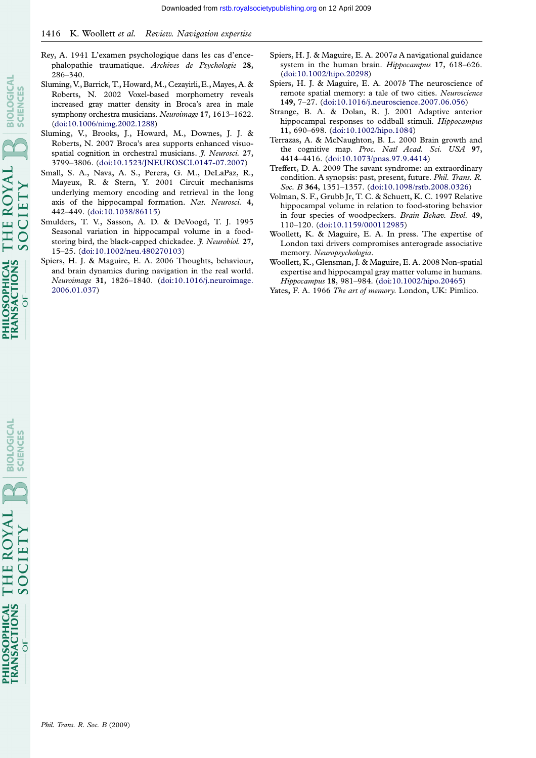Rey, A. 1941 L'examen psychologique dans les cas d'encephalopathie traumatique. *Archives de Psychologie* **28**, 286–340.

Sluming, V., Barrick, T., Howard, M., Cezayirli, E., Mayes, A. & Roberts, N. 2002 Voxel-based morphometry reveals increased gray matter density in Broca's area in male symphony orchestra musicians. *Neuroimage* **17**, 1613–1622. (doi:10.1006/nimg.2002.1288)

Sluming, V., Brooks, J., Howard, M., Downes, J. J. & Roberts, N. 2007 Broca's area supports enhanced visuospatial cognition in orchestral musicians. *J. Neurosci.* **27**, 3799–3806. (doi:10.1523/JNEUROSCI.0147-07.2007)

Small, S. A., Nava, A. S., Perera, G. M., DeLaPaz, R., Mayeux, R. & Stern, Y. 2001 Circuit mechanisms underlying memory encoding and retrieval in the long axis of the hippocampal formation. *Nat. Neurosci.* **4**, 442–449. (doi:10.1038/86115)

Smulders, T. V., Sasson, A. D. & DeVoogd, T. J. 1995 Seasonal variation in hippocampal volume in a food-storing bird, the black-capped chickadee. *J. Neurobiol.* **27**, 15–25. (doi:10.1002/neu.480270103)

Spiers, H. J. & Maguire, E. A. 2006 Thoughts, behaviour, and brain dynamics during navigation in the real world. *Neuroimage* **31**, 1826–1840. (doi:10.1016/j.neuroimage.2006.01.037)

Spiers, H. J. & Maguire, E. A. 2007*a* A navigational guidance system in the human brain. *Hippocampus* **17**, 618–626. (doi:10.1002/hipo.20298)

Spiers, H. J. & Maguire, E. A. 2007*b* The neuroscience of remote spatial memory: a tale of two cities. *Neuroscience* **149**, 7–27. (doi:10.1016/j.neuroscience.2007.06.056)

Strange, B. A. & Dolan, R. J. 2001 Adaptive anterior hippocampal responses to oddball stimuli. *Hippocampus* **11**, 690–698. (doi:10.1002/hipo.1084)

Terrazas, A. & McNaughton, B. L. 2000 Brain growth and the cognitive map. *Proc. Natl Acad. Sci. USA* **97**, 4414–4416. (doi:10.1073/pnas.97.9.4414)

Treffert, D. A. 2009 The savant syndrome: an extraordinary condition. A synopsis: past, present, future. *Phil. Trans. R. Soc. B* **364**, 1351–1357. (doi:10.1098/rstb.2008.0326)

Volman, S. F., Grubb Jr, T. C. & Schuett, K. C. 1997 Relative hippocampal volume in relation to food-storing behavior in four species of woodpeckers. *Brain Behav. Evol.* **49**, 110–120. (doi:10.1159/000112985)

Woollett, K. & Maguire, E. A. In press. The expertise of London taxi drivers compromises anterograde associative memory. *Neuropsychologia*.

Woollett, K., Glensman, J. & Maguire, E. A. 2008 Non-spatial expertise and hippocampal gray matter volume in humans. *Hippocampus* **18**, 981–984. (doi:10.1002/hipo.20465)

Yates, F. A. 1966 *The art of memory*. London, UK: Pimlico.